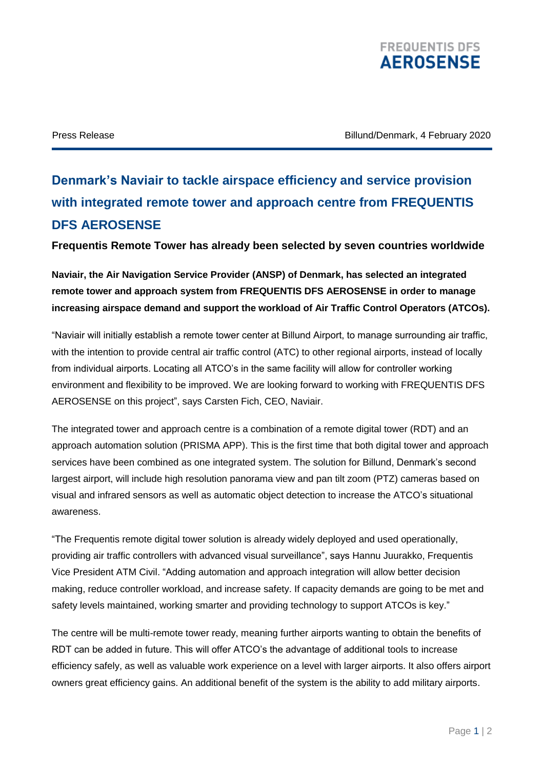FREQUENTIS DFS
**AEROSENSE**

Press Release

Billund/Denmark, 4 February 2020

# Denmark's Naviair to tackle airspace efficiency and service provision with integrated remote tower and approach centre from FREQUENTIS DFS AEROSENSE

**Frequentis Remote Tower has already been selected by seven countries worldwide**

**Naviair, the Air Navigation Service Provider (ANSP) of Denmark, has selected an integrated remote tower and approach system from FREQUENTIS DFS AEROSENSE in order to manage increasing airspace demand and support the workload of Air Traffic Control Operators (ATCOs).**

"Naviair will initially establish a remote tower center at Billund Airport, to manage surrounding air traffic, with the intention to provide central air traffic control (ATC) to other regional airports, instead of locally from individual airports. Locating all ATCO's in the same facility will allow for controller working environment and flexibility to be improved. We are looking forward to working with FREQUENTIS DFS AEROSENSE on this project", says Carsten Fich, CEO, Naviair.

The integrated tower and approach centre is a combination of a remote digital tower (RDT) and an approach automation solution (PRISMA APP). This is the first time that both digital tower and approach services have been combined as one integrated system. The solution for Billund, Denmark's second largest airport, will include high resolution panorama view and pan tilt zoom (PTZ) cameras based on visual and infrared sensors as well as automatic object detection to increase the ATCO's situational awareness.

"The Frequentis remote digital tower solution is already widely deployed and used operationally, providing air traffic controllers with advanced visual surveillance", says Hannu Juurakko, Frequentis Vice President ATM Civil. "Adding automation and approach integration will allow better decision making, reduce controller workload, and increase safety. If capacity demands are going to be met and safety levels maintained, working smarter and providing technology to support ATCOs is key."

The centre will be multi-remote tower ready, meaning further airports wanting to obtain the benefits of RDT can be added in future. This will offer ATCO's the advantage of additional tools to increase efficiency safely, as well as valuable work experience on a level with larger airports. It also offers airport owners great efficiency gains. An additional benefit of the system is the ability to add military airports.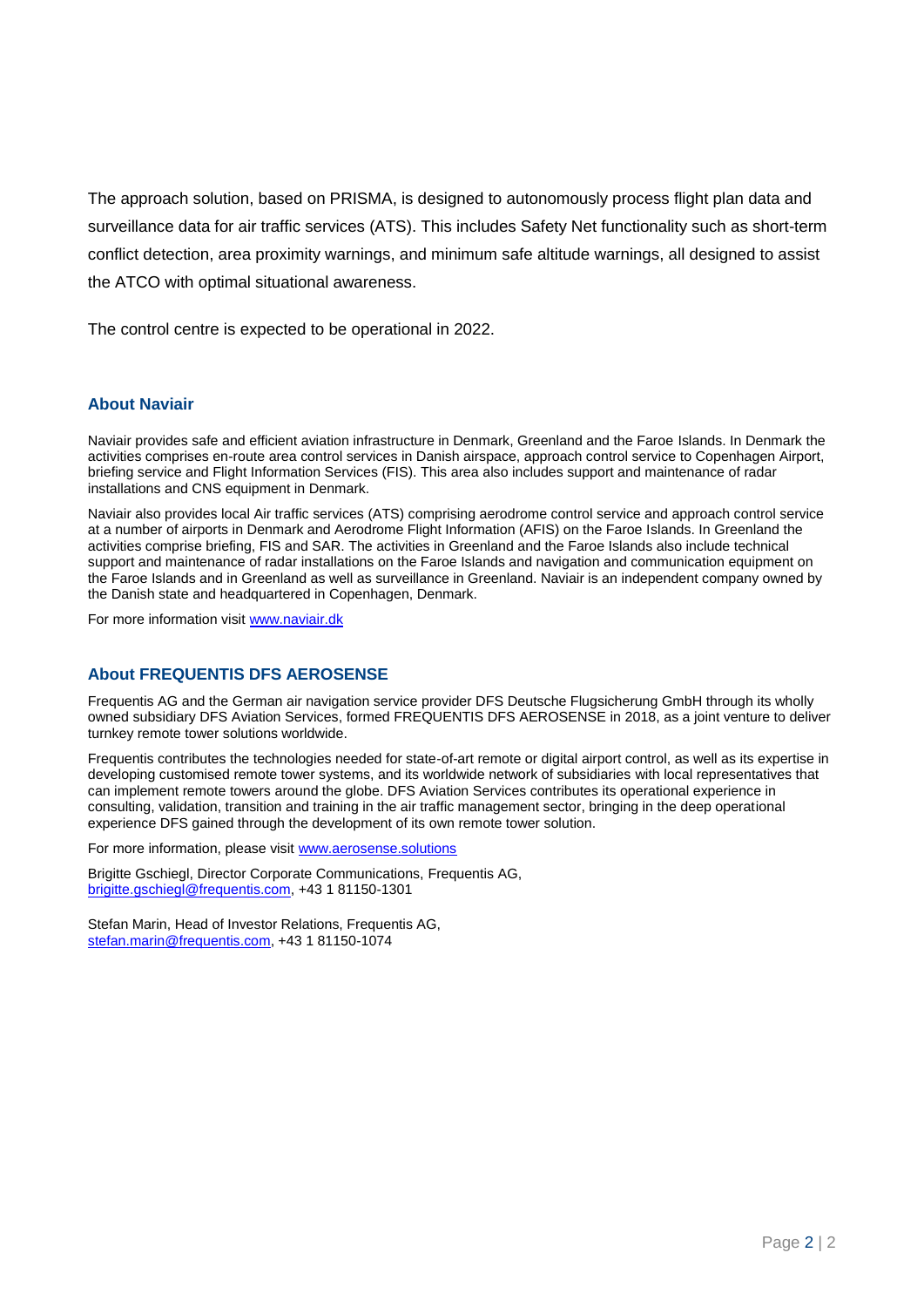The approach solution, based on PRISMA, is designed to autonomously process flight plan data and surveillance data for air traffic services (ATS). This includes Safety Net functionality such as short-term conflict detection, area proximity warnings, and minimum safe altitude warnings, all designed to assist the ATCO with optimal situational awareness.

The control centre is expected to be operational in 2022.

## About Naviair

Naviair provides safe and efficient aviation infrastructure in Denmark, Greenland and the Faroe Islands. In Denmark the activities comprises en-route area control services in Danish airspace, approach control service to Copenhagen Airport, briefing service and Flight Information Services (FIS). This area also includes support and maintenance of radar installations and CNS equipment in Denmark.

Naviair also provides local Air traffic services (ATS) comprising aerodrome control service and approach control service at a number of airports in Denmark and Aerodrome Flight Information (AFIS) on the Faroe Islands. In Greenland the activities comprise briefing, FIS and SAR. The activities in Greenland and the Faroe Islands also include technical support and maintenance of radar installations on the Faroe Islands and navigation and communication equipment on the Faroe Islands and in Greenland as well as surveillance in Greenland. Naviair is an independent company owned by the Danish state and headquartered in Copenhagen, Denmark.

For more information visit [www.naviair.dk](http://www.naviair.dk)

## About FREQUENTIS DFS AEROSENSE

Frequentis AG and the German air navigation service provider DFS Deutsche Flugsicherung GmbH through its wholly owned subsidiary DFS Aviation Services, formed FREQUENTIS DFS AEROSENSE in 2018, as a joint venture to deliver turnkey remote tower solutions worldwide.

Frequentis contributes the technologies needed for state-of-art remote or digital airport control, as well as its expertise in developing customised remote tower systems, and its worldwide network of subsidiaries with local representatives that can implement remote towers around the globe. DFS Aviation Services contributes its operational experience in consulting, validation, transition and training in the air traffic management sector, bringing in the deep operational experience DFS gained through the development of its own remote tower solution.

For more information, please visit [www.aerosense.solutions](http://www.aerosense.solutions)

Brigitte Gschiegl, Director Corporate Communications, Frequentis AG,
[brigitte.gschiegl@frequentis.com](mailto:brigitte.gschiegl@frequentis.com), +43 1 81150-1301

Stefan Marin, Head of Investor Relations, Frequentis AG,
[stefan.marin@frequentis.com](mailto:stefan.marin@frequentis.com), +43 1 81150-1074